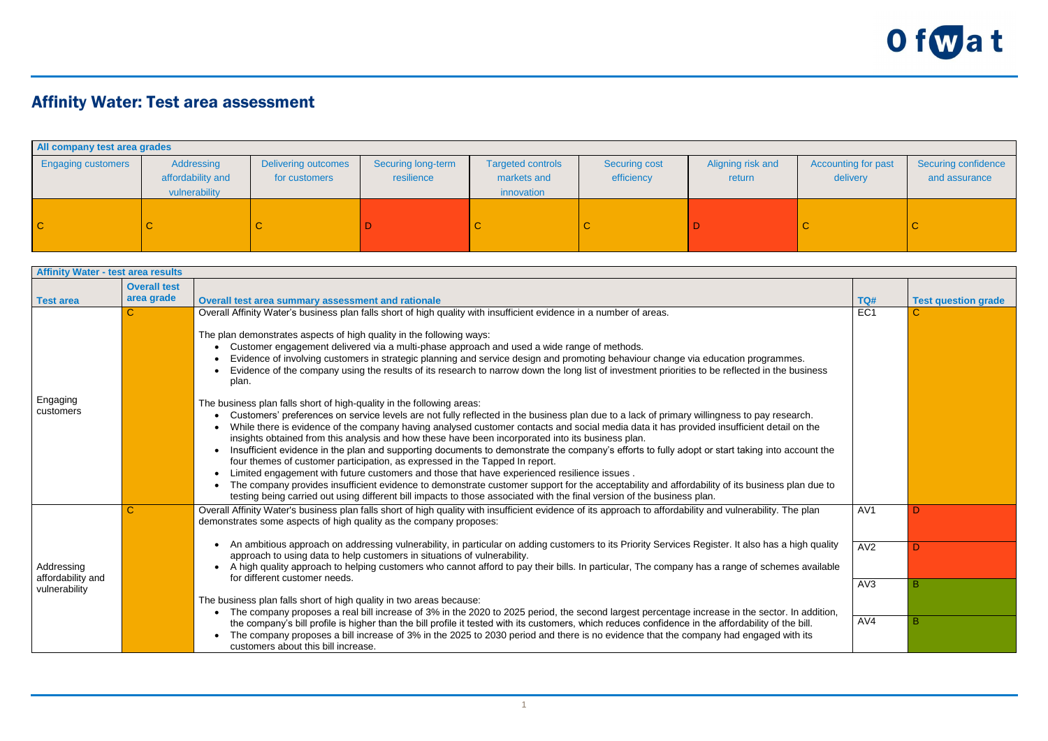# Affinity Water: Test area assessment

| All company test area grades | | | | | | | | |
|---|---|---|---|---|---|---|---|---|
| Engaging customers | Addressing affordability and vulnerability | Delivering outcomes for customers | Securing long-term resilience | Targeted controls markets and innovation | Securing cost efficiency | Aligning risk and return | Accounting for past delivery | Securing confidence and assurance |
| C | C | C | D | C | C | D | C | C |

| Affinity Water - test area results | | | | |
|---|---|---|---|---|
| **Test area** | **Overall test area grade** | **Overall test area summary assessment and rationale** | **TQ#** | **Test question grade** |
| Engaging customers | C | Overall Affinity Water's business plan falls short of high quality with insufficient evidence in a number of areas.<br><br>The plan demonstrates aspects of high quality in the following ways:<br>• Customer engagement delivered via a multi-phase approach and used a wide range of methods.<br>• Evidence of involving customers in strategic planning and service design and promoting behaviour change via education programmes.<br>• Evidence of the company using the results of its research to narrow down the long list of investment priorities to be reflected in the business plan.<br><br>The business plan falls short of high-quality in the following areas:<br>• Customers' preferences on service levels are not fully reflected in the business plan due to a lack of primary willingness to pay research.<br>• While there is evidence of the company having analysed customer contacts and social media data it has provided insufficient detail on the insights obtained from this analysis and how these have been incorporated into its business plan.<br>• Insufficient evidence in the plan and supporting documents to demonstrate the company's efforts to fully adopt or start taking into account the four themes of customer participation, as expressed in the Tapped In report.<br>• Limited engagement with future customers and those that have experienced resilience issues .<br>• The company provides insufficient evidence to demonstrate customer support for the acceptability and affordability of its business plan due to testing being carried out using different bill impacts to those associated with the final version of the business plan. | EC1 | C |
| Addressing affordability and vulnerability | C | Overall Affinity Water's business plan falls short of high quality with insufficient evidence of its approach to affordability and vulnerability. The plan demonstrates some aspects of high quality as the company proposes:<br><br>• An ambitious approach on addressing vulnerability, in particular on adding customers to its Priority Services Register. It also has a high quality approach to using data to help customers in situations of vulnerability.<br>• A high quality approach to helping customers who cannot afford to pay their bills. In particular, The company has a range of schemes available for different customer needs.<br><br>The business plan falls short of high quality in two areas because:<br>• The company proposes a real bill increase of 3% in the 2020 to 2025 period, the second largest percentage increase in the sector. In addition, the company's bill profile is higher than the bill profile it tested with its customers, which reduces confidence in the affordability of the bill.<br>• The company proposes a bill increase of 3% in the 2025 to 2030 period and there is no evidence that the company had engaged with its customers about this bill increase. | AV1<br>AV2<br>AV3<br>AV4 | D<br>D<br>B<br>B |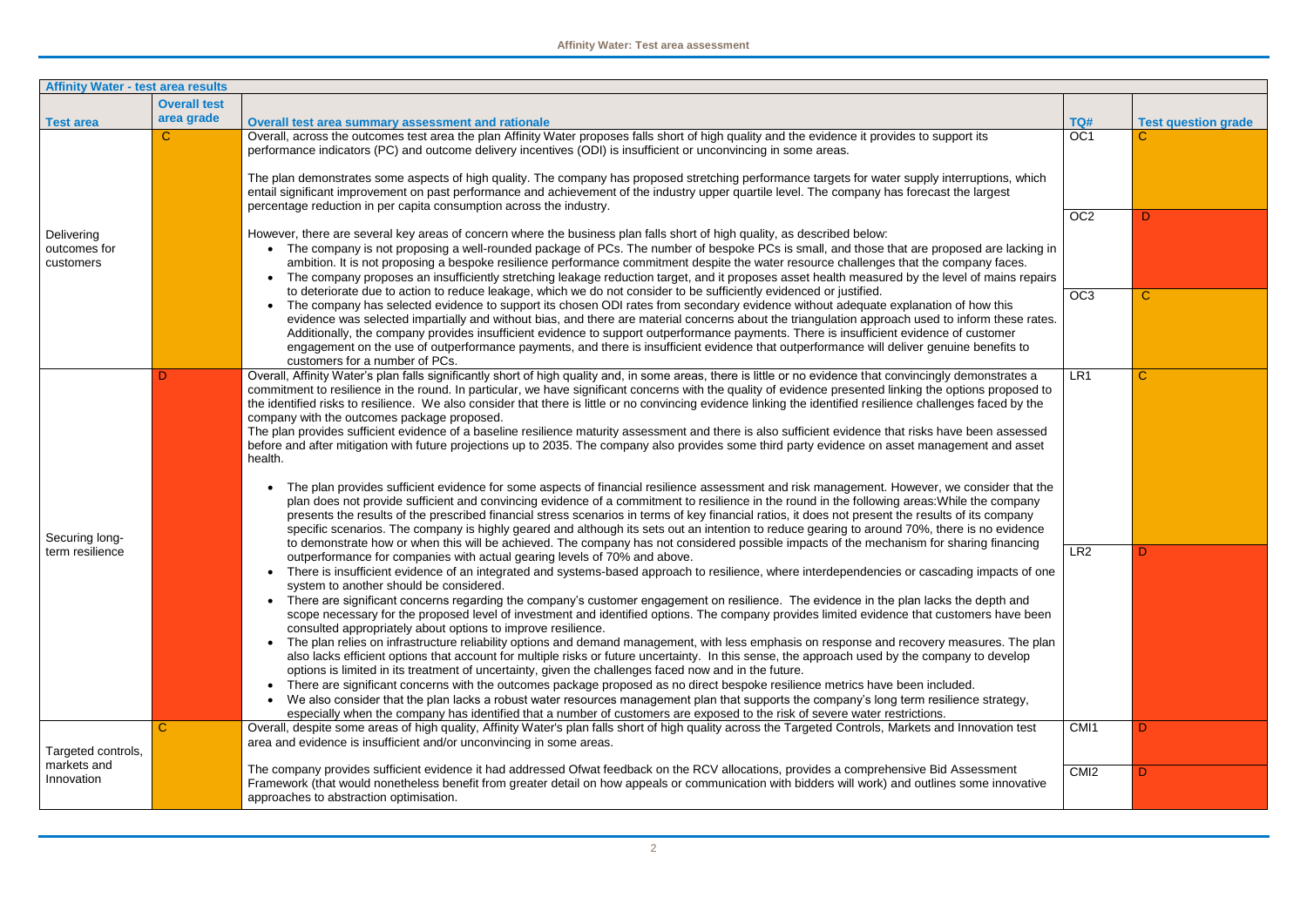| Affinity Water - test area results | | | | |
|---|---|---|---|---|
| **Test area** | **Overall test area grade** | **Overall test area summary assessment and rationale** | **TQ#** | **Test question grade** |
| Delivering outcomes for customers | C | Overall, across the outcomes test area the plan Affinity Water proposes falls short of high quality and the evidence it provides to support its performance indicators (PC) and outcome delivery incentives (ODI) is insufficient or unconvincing in some areas.<br><br>The plan demonstrates some aspects of high quality. The company has proposed stretching performance targets for water supply interruptions, which entail significant improvement on past performance and achievement of the industry upper quartile level. The company has forecast the largest percentage reduction in per capita consumption across the industry.<br><br>However, there are several key areas of concern where the business plan falls short of high quality, as described below:<br>• The company is not proposing a well-rounded package of PCs. The number of bespoke PCs is small, and those that are proposed are lacking in ambition. It is not proposing a bespoke resilience performance commitment despite the water resource challenges that the company faces.<br>• The company proposes an insufficiently stretching leakage reduction target, and it proposes asset health measured by the level of mains repairs to deteriorate due to action to reduce leakage, which we do not consider to be sufficiently evidenced or justified.<br>• The company has selected evidence to support its chosen ODI rates from secondary evidence without adequate explanation of how this evidence was selected impartially and without bias, and there are material concerns about the triangulation approach used to inform these rates. Additionally, the company provides insufficient evidence to support outperformance payments. There is insufficient evidence of customer engagement on the use of outperformance payments, and there is insufficient evidence that outperformance will deliver genuine benefits to customers for a number of PCs. | OC1<br><br>OC2<br><br>OC3 | C<br><br>D<br><br>C |
| Securing long-term resilience | D | Overall, Affinity Water's plan falls significantly short of high quality and, in some areas, there is little or no evidence that convincingly demonstrates a commitment to resilience in the round. In particular, we have significant concerns with the quality of evidence presented linking the options proposed to the identified risks to resilience. We also consider that there is little or no convincing evidence linking the identified resilience challenges faced by the company with the outcomes package proposed.<br>The plan provides sufficient evidence of a baseline resilience maturity assessment and there is also sufficient evidence that risks have been assessed before and after mitigation with future projections up to 2035. The company also provides some third party evidence on asset management and asset health.<br><br>• The plan provides sufficient evidence for some aspects of financial resilience assessment and risk management. However, we consider that the plan does not provide sufficient and convincing evidence of a commitment to resilience in the round in the following areas:While the company presents the results of the prescribed financial stress scenarios in terms of key financial ratios, it does not present the results of its company specific scenarios. The company is highly geared and although its sets out an intention to reduce gearing to around 70%, there is no evidence to demonstrate how or when this will be achieved. The company has not considered possible impacts of the mechanism for sharing financing outperformance for companies with actual gearing levels of 70% and above.<br>• There is insufficient evidence of an integrated and systems-based approach to resilience, where interdependencies or cascading impacts of one system to another should be considered.<br>• There are significant concerns regarding the company's customer engagement on resilience. The evidence in the plan lacks the depth and scope necessary for the proposed level of investment and identified options. The company provides limited evidence that customers have been consulted appropriately about options to improve resilience.<br>• The plan relies on infrastructure reliability options and demand management, with less emphasis on response and recovery measures. The plan also lacks efficient options that account for multiple risks or future uncertainty. In this sense, the approach used by the company to develop options is limited in its treatment of uncertainty, given the challenges faced now and in the future.<br>• There are significant concerns with the outcomes package proposed as no direct bespoke resilience metrics have been included.<br>• We also consider that the plan lacks a robust water resources management plan that supports the company's long term resilience strategy, especially when the company has identified that a number of customers are exposed to the risk of severe water restrictions. | LR1<br><br>LR2 | C<br><br>D |
| Targeted controls, markets and Innovation | C | Overall, despite some areas of high quality, Affinity Water's plan falls short of high quality across the Targeted Controls, Markets and Innovation test area and evidence is insufficient and/or unconvincing in some areas.<br><br>The company provides sufficient evidence it had addressed Ofwat feedback on the RCV allocations, provides a comprehensive Bid Assessment Framework (that would nonetheless benefit from greater detail on how appeals or communication with bidders will work) and outlines some innovative approaches to abstraction optimisation. | CMI1<br><br>CMI2 | D<br><br>D |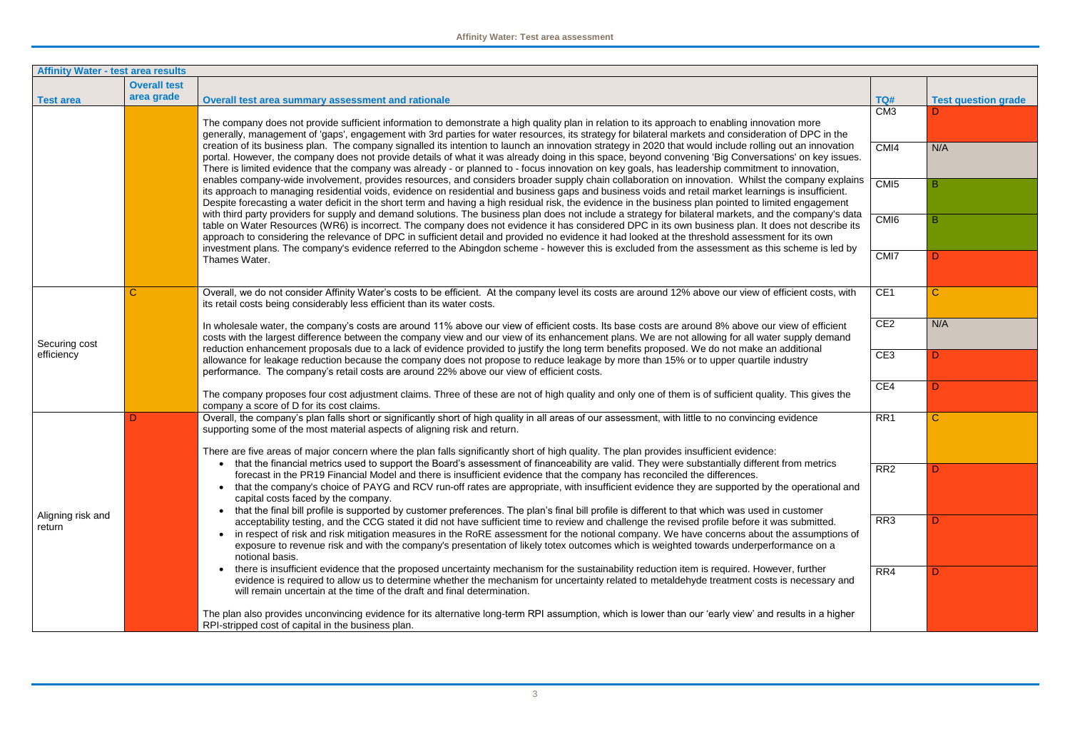| Affinity Water - test area results | | | | |
|---|---|---|---|---|
| **Test area** | **Overall test area grade** | **Overall test area summary assessment and rationale** | **TQ#** | **Test question grade** |
| | | The company does not provide sufficient information to demonstrate a high quality plan in relation to its approach to enabling innovation more generally, management of 'gaps', engagement with 3rd parties for water resources, its strategy for bilateral markets and consideration of DPC in the creation of its business plan. The company signalled its intention to launch an innovation strategy in 2020 that would include rolling out an innovation portal. However, the company does not provide details of what it was already doing in this space, beyond convening 'Big Conversations' on key issues. There is limited evidence that the company was already - or planned to - focus innovation on key goals, has leadership commitment to innovation, enables company-wide involvement, provides resources, and considers broader supply chain collaboration on innovation. Whilst the company explains its approach to managing residential voids, evidence on residential and business gaps and business voids and retail market learnings is insufficient. Despite forecasting a water deficit in the short term and having a high residual risk, the evidence in the business plan pointed to limited engagement with third party providers for supply and demand solutions. The business plan does not include a strategy for bilateral markets, and the company's data table on Water Resources (WR6) is incorrect. The company does not evidence it has considered DPC in its own business plan. It does not describe its approach to considering the relevance of DPC in sufficient detail and provided no evidence it had looked at the threshold assessment for its own investment plans. The company's evidence referred to the Abingdon scheme - however this is excluded from the assessment as this scheme is led by Thames Water. | CM3 | D |
| | | | CMI4 | N/A |
| | | | CMI5 | B |
| | | | CMI6 | B |
| | | | CMI7 | D |
| Securing cost efficiency | C | Overall, we do not consider Affinity Water's costs to be efficient. At the company level its costs are around 12% above our view of efficient costs, with its retail costs being considerably less efficient than its water costs.<br><br>In wholesale water, the company's costs are around 11% above our view of efficient costs. Its base costs are around 8% above our view of efficient costs with the largest difference between the company view and our view of its enhancement plans. We are not allowing for all water supply demand reduction enhancement proposals due to a lack of evidence provided to justify the long term benefits proposed. We do not make an additional allowance for leakage reduction because the company does not propose to reduce leakage by more than 15% or to upper quartile industry performance. The company's retail costs are around 22% above our view of efficient costs.<br><br>The company proposes four cost adjustment claims. Three of these are not of high quality and only one of them is of sufficient quality. This gives the company a score of D for its cost claims. | CE1 | C |
| | | | CE2 | N/A |
| | | | CE3 | D |
| | | | CE4 | D |
| Aligning risk and return | D | Overall, the company's plan falls short or significantly short of high quality in all areas of our assessment, with little to no convincing evidence supporting some of the most material aspects of aligning risk and return.<br><br>There are five areas of major concern where the plan falls significantly short of high quality. The plan provides insufficient evidence:<br>• that the financial metrics used to support the Board's assessment of financeability are valid. They were substantially different from metrics forecast in the PR19 Financial Model and there is insufficient evidence that the company has reconciled the differences.<br>• that the company's choice of PAYG and RCV run-off rates are appropriate, with insufficient evidence they are supported by the operational and capital costs faced by the company.<br>• that the final bill profile is supported by customer preferences. The plan's final bill profile is different to that which was used in customer acceptability testing, and the CCG stated it did not have sufficient time to review and challenge the revised profile before it was submitted.<br>• in respect of risk and risk mitigation measures in the RoRE assessment for the notional company. We have concerns about the assumptions of exposure to revenue risk and with the company's presentation of likely totex outcomes which is weighted towards underperformance on a notional basis.<br>• there is insufficient evidence that the proposed uncertainty mechanism for the sustainability reduction item is required. However, further evidence is required to allow us to determine whether the mechanism for uncertainty related to metaldehyde treatment costs is necessary and will remain uncertain at the time of the draft and final determination.<br><br>The plan also provides unconvincing evidence for its alternative long-term RPI assumption, which is lower than our 'early view' and results in a higher RPI-stripped cost of capital in the business plan. | RR1 | C |
| | | | RR2 | D |
| | | | RR3 | D |
| | | | RR4 | D |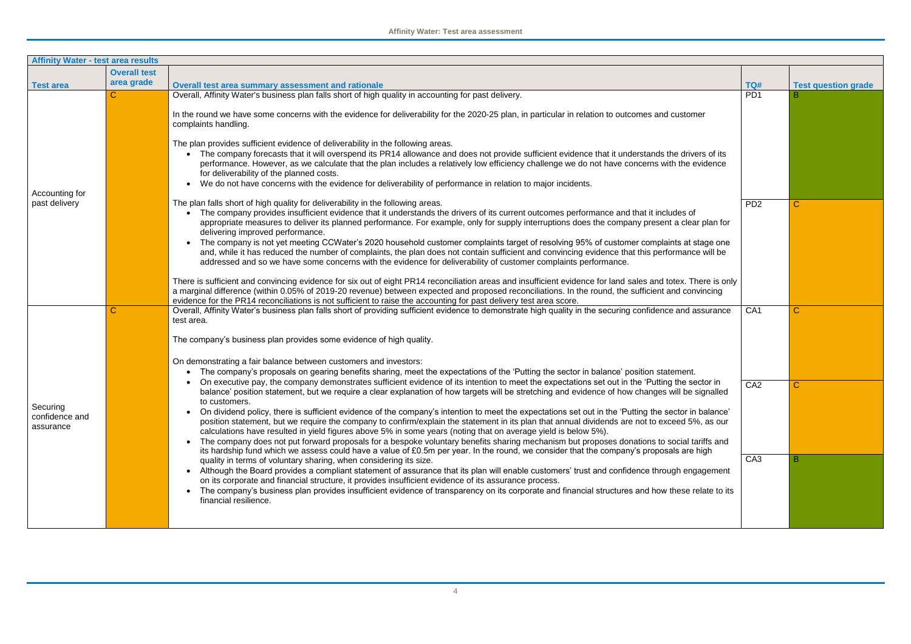| Affinity Water - test area results | | | | |
|---|---|---|---|---|
| **Test area** | **Overall test area grade** | **Overall test area summary assessment and rationale** | **TQ#** | **Test question grade** |
| Accounting for past delivery | C | Overall, Affinity Water's business plan falls short of high quality in accounting for past delivery.<br><br>In the round we have some concerns with the evidence for deliverability for the 2020-25 plan, in particular in relation to outcomes and customer complaints handling.<br><br>The plan provides sufficient evidence of deliverability in the following areas.<br>• The company forecasts that it will overspend its PR14 allowance and does not provide sufficient evidence that it understands the drivers of its performance. However, as we calculate that the plan includes a relatively low efficiency challenge we do not have concerns with the evidence for deliverability of the planned costs.<br>• We do not have concerns with the evidence for deliverability of performance in relation to major incidents. | PD1 | B |
| | | The plan falls short of high quality for deliverability in the following areas.<br>• The company provides insufficient evidence that it understands the drivers of its current outcomes performance and that it includes of appropriate measures to deliver its planned performance. For example, only for supply interruptions does the company present a clear plan for delivering improved performance.<br>• The company is not yet meeting CCWater's 2020 household customer complaints target of resolving 95% of customer complaints at stage one and, while it has reduced the number of complaints, the plan does not contain sufficient and convincing evidence that this performance will be addressed and so we have some concerns with the evidence for deliverability of customer complaints performance.<br><br>There is sufficient and convincing evidence for six out of eight PR14 reconciliation areas and insufficient evidence for land sales and totex. There is only a marginal difference (within 0.05% of 2019-20 revenue) between expected and proposed reconciliations. In the round, the sufficient and convincing evidence for the PR14 reconciliations is not sufficient to raise the accounting for past delivery test area score. | PD2 | C |
| Securing confidence and assurance | C | Overall, Affinity Water's business plan falls short of providing sufficient evidence to demonstrate high quality in the securing confidence and assurance test area.<br><br>The company's business plan provides some evidence of high quality.<br><br>On demonstrating a fair balance between customers and investors:<br>• The company's proposals on gearing benefits sharing, meet the expectations of the 'Putting the sector in balance' position statement. | CA1 | C |
| | | • On executive pay, the company demonstrates sufficient evidence of its intention to meet the expectations set out in the 'Putting the sector in balance' position statement, but we require a clear explanation of how targets will be stretching and evidence of how changes will be signalled to customers.<br>• On dividend policy, there is sufficient evidence of the company's intention to meet the expectations set out in the 'Putting the sector in balance' position statement, but we require the company to confirm/explain the statement in its plan that annual dividends are not to exceed 5%, as our calculations have resulted in yield figures above 5% in some years (noting that on average yield is below 5%).<br>• The company does not put forward proposals for a bespoke voluntary benefits sharing mechanism but proposes donations to social tariffs and its hardship fund which we assess could have a value of £0.5m per year. In the round, we consider that the company's proposals are high quality in terms of voluntary sharing, when considering its size. | CA2 | C |
| | | • Although the Board provides a compliant statement of assurance that its plan will enable customers' trust and confidence through engagement on its corporate and financial structure, it provides insufficient evidence of its assurance process.<br>• The company's business plan provides insufficient evidence of transparency on its corporate and financial structures and how these relate to its financial resilience. | CA3 | B |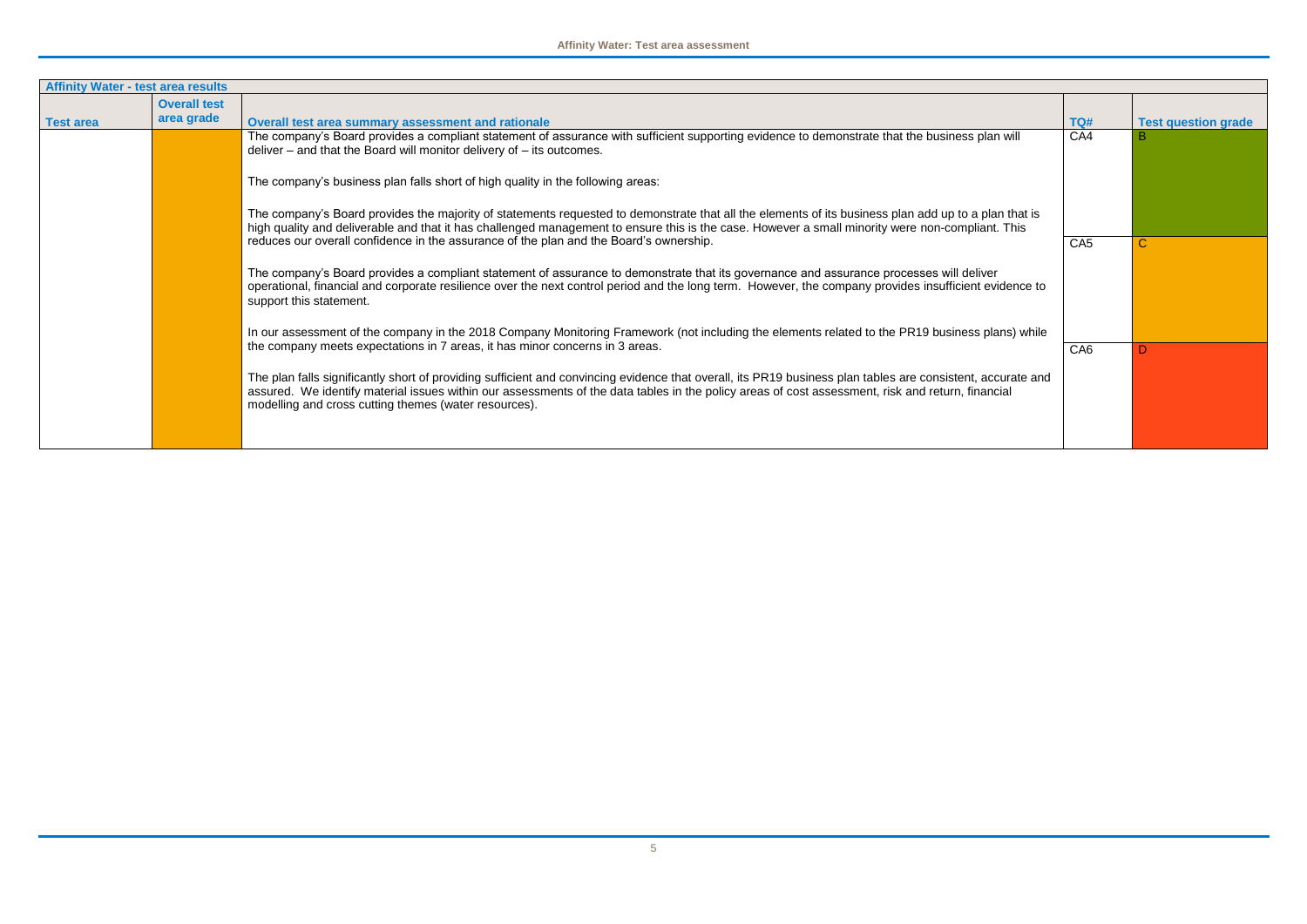| Affinity Water - test area results | | | | |
|---|---|---|---|---|
| **Test area** | **Overall test area grade** | **Overall test area summary assessment and rationale** | **TQ#** | **Test question grade** |
| | | The company's Board provides a compliant statement of assurance with sufficient supporting evidence to demonstrate that the business plan will deliver – and that the Board will monitor delivery of – its outcomes. | CA4 | B |
| | | The company's business plan falls short of high quality in the following areas: | | |
| | | The company's Board provides the majority of statements requested to demonstrate that all the elements of its business plan add up to a plan that is high quality and deliverable and that it has challenged management to ensure this is the case. However a small minority were non-compliant. This reduces our overall confidence in the assurance of the plan and the Board's ownership. | CA5 | C |
| | | The company's Board provides a compliant statement of assurance to demonstrate that its governance and assurance processes will deliver operational, financial and corporate resilience over the next control period and the long term. However, the company provides insufficient evidence to support this statement. | | |
| | | In our assessment of the company in the 2018 Company Monitoring Framework (not including the elements related to the PR19 business plans) while the company meets expectations in 7 areas, it has minor concerns in 3 areas. | CA6 | D |
| | | The plan falls significantly short of providing sufficient and convincing evidence that overall, its PR19 business plan tables are consistent, accurate and assured. We identify material issues within our assessments of the data tables in the policy areas of cost assessment, risk and return, financial modelling and cross cutting themes (water resources). | | |